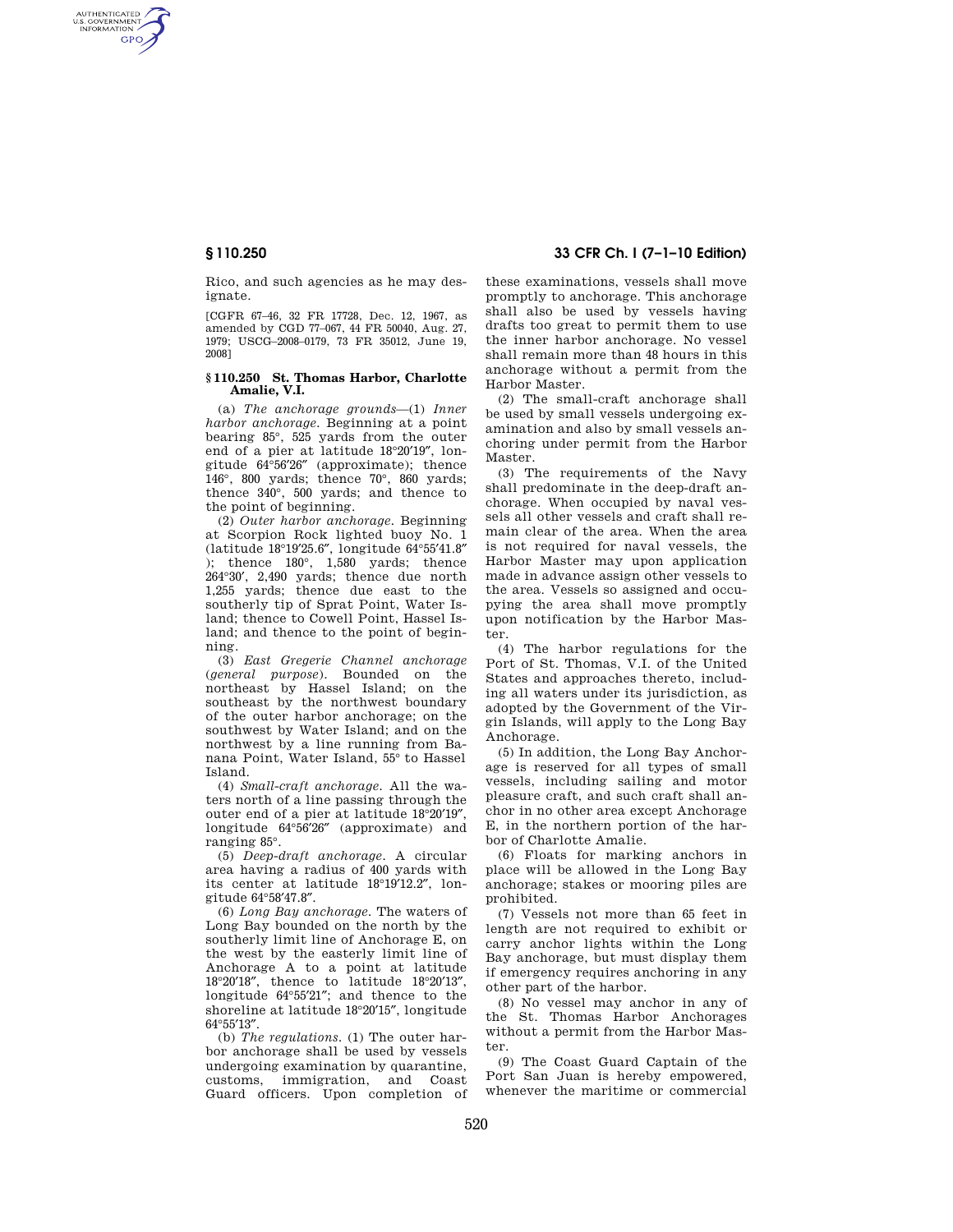Rico, and such agencies as he may designate.

[CGFR 67–46, 32 FR 17728, Dec. 12, 1967, as amended by CGD 77–067, 44 FR 50040, Aug. 27, 1979; USCG–2008–0179, 73 FR 35012, June 19, 2008]

## § 110.250 St. Thomas Harbor, Charlotte Amalie, V.I.

(a) *The anchorage grounds*—(1) *Inner harbor anchorage.* Beginning at a point bearing 85°, 525 yards from the outer end of a pier at latitude 18°20′19″, longitude 64°56′26″ (approximate); thence 146°, 800 yards; thence 70°, 860 yards; thence 340°, 500 yards; and thence to the point of beginning.

(2) *Outer harbor anchorage.* Beginning at Scorpion Rock lighted buoy No. 1 (latitude 18°19′25.6″, longitude 64°55′41.8″ ); thence 180°, 1,580 yards; thence 264°30′, 2,490 yards; thence due north 1,255 yards; thence due east to the southerly tip of Sprat Point, Water Island; thence to Cowell Point, Hassel Island; and thence to the point of beginning.

(3) *East Gregerie Channel anchorage (general purpose).* Bounded on the northeast by Hassel Island; on the southeast by the northwest boundary of the outer harbor anchorage; on the southwest by Water Island; and on the northwest by a line running from Banana Point, Water Island, 55° to Hassel Island.

(4) *Small-craft anchorage.* All the waters north of a line passing through the outer end of a pier at latitude 18°20′19″, longitude 64°56′26″ (approximate) and ranging 85°.

(5) *Deep-draft anchorage.* A circular area having a radius of 400 yards with its center at latitude 18°19′12.2″, longitude 64°58′47.8″.

(6) *Long Bay anchorage.* The waters of Long Bay bounded on the north by the southerly limit line of Anchorage E, on the west by the easterly limit line of Anchorage A to a point at latitude 18°20′18″, thence to latitude 18°20′13″, longitude 64°55′21″; and thence to the shoreline at latitude 18°20′15″, longitude 64°55′13″.

(b) *The regulations.* (1) The outer harbor anchorage shall be used by vessels undergoing examination by quarantine, customs, immigration, and Coast Guard officers. Upon completion of these examinations, vessels shall move promptly to anchorage. This anchorage shall also be used by vessels having drafts too great to permit them to use the inner harbor anchorage. No vessel shall remain more than 48 hours in this anchorage without a permit from the Harbor Master.

(2) The small-craft anchorage shall be used by small vessels undergoing examination and also by small vessels anchoring under permit from the Harbor Master.

(3) The requirements of the Navy shall predominate in the deep-draft anchorage. When occupied by naval vessels all other vessels and craft shall remain clear of the area. When the area is not required for naval vessels, the Harbor Master may upon application made in advance assign other vessels to the area. Vessels so assigned and occupying the area shall move promptly upon notification by the Harbor Master.

(4) The harbor regulations for the Port of St. Thomas, V.I. of the United States and approaches thereto, including all waters under its jurisdiction, as adopted by the Government of the Virgin Islands, will apply to the Long Bay Anchorage.

(5) In addition, the Long Bay Anchorage is reserved for all types of small vessels, including sailing and motor pleasure craft, and such craft shall anchor in no other area except Anchorage E, in the northern portion of the harbor of Charlotte Amalie.

(6) Floats for marking anchors in place will be allowed in the Long Bay anchorage; stakes or mooring piles are prohibited.

(7) Vessels not more than 65 feet in length are not required to exhibit or carry anchor lights within the Long Bay anchorage, but must display them if emergency requires anchoring in any other part of the harbor.

(8) No vessel may anchor in any of the St. Thomas Harbor Anchorages without a permit from the Harbor Master.

(9) The Coast Guard Captain of the Port San Juan is hereby empowered, whenever the maritime or commercial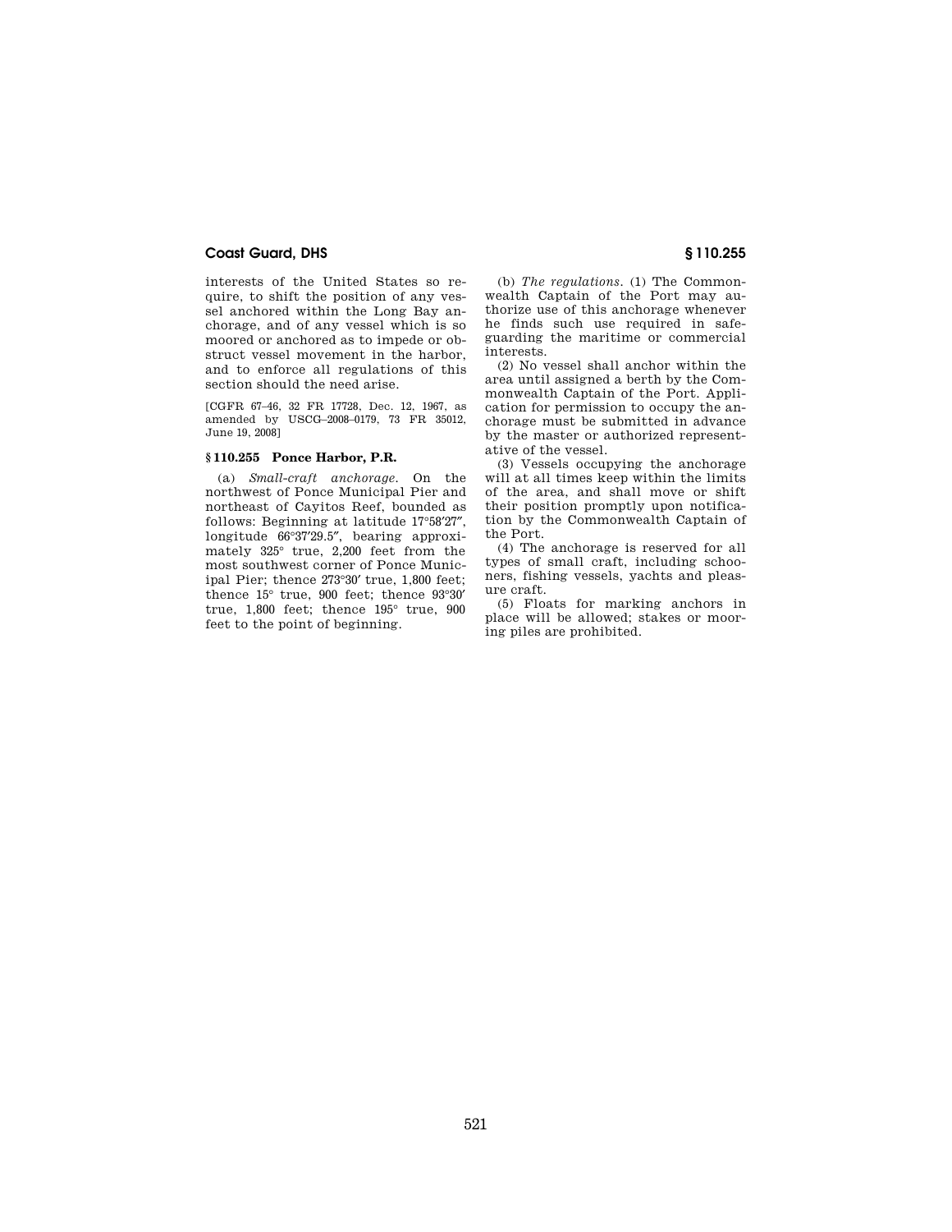interests of the United States so require, to shift the position of any vessel anchored within the Long Bay anchorage, and of any vessel which is so moored or anchored as to impede or obstruct vessel movement in the harbor, and to enforce all regulations of this section should the need arise.

[CGFR 67–46, 32 FR 17728, Dec. 12, 1967, as amended by USCG–2008–0179, 73 FR 35012, June 19, 2008]

### § 110.255 Ponce Harbor, P.R.

(a) *Small-craft anchorage.* On the northwest of Ponce Municipal Pier and northeast of Cayitos Reef, bounded as follows: Beginning at latitude 17°58′27″, longitude 66°37′29.5″, bearing approximately 325° true, 2,200 feet from the most southwest corner of Ponce Municipal Pier; thence 273°30′ true, 1,800 feet; thence 15° true, 900 feet; thence 93°30′ true, 1,800 feet; thence 195° true, 900 feet to the point of beginning.

(b) *The regulations.* (1) The Commonwealth Captain of the Port may authorize use of this anchorage whenever he finds such use required in safeguarding the maritime or commercial interests.

(2) No vessel shall anchor within the area until assigned a berth by the Commonwealth Captain of the Port. Application for permission to occupy the anchorage must be submitted in advance by the master or authorized representative of the vessel.

(3) Vessels occupying the anchorage will at all times keep within the limits of the area, and shall move or shift their position promptly upon notification by the Commonwealth Captain of the Port.

(4) The anchorage is reserved for all types of small craft, including schooners, fishing vessels, yachts and pleasure craft.

(5) Floats for marking anchors in place will be allowed; stakes or mooring piles are prohibited.